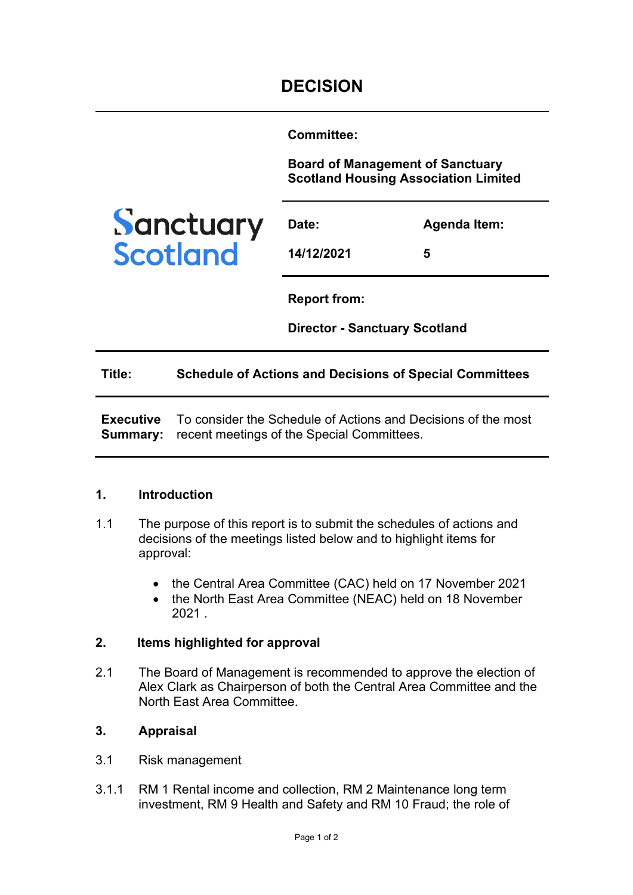# DECISION

**Committee:**

**Board of Management of Sanctuary Scotland Housing Association Limited**

Sanctuary Scotland

| **Date:** | **Agenda Item:** |
| --- | --- |
| **14/12/2021** | **5** |

**Report from:**

**Director - Sanctuary Scotland**

| **Title:** | **Schedule of Actions and Decisions of Special Committees** |
| --- | --- |
| **Executive Summary:** | To consider the Schedule of Actions and Decisions of the most recent meetings of the Special Committees. |

## 1. Introduction

1.1 The purpose of this report is to submit the schedules of actions and decisions of the meetings listed below and to highlight items for approval:

- the Central Area Committee (CAC) held on 17 November 2021
- the North East Area Committee (NEAC) held on 18 November 2021 .

## 2. Items highlighted for approval

2.1 The Board of Management is recommended to approve the election of Alex Clark as Chairperson of both the Central Area Committee and the North East Area Committee.

## 3. Appraisal

3.1 Risk management

3.1.1 RM 1 Rental income and collection, RM 2 Maintenance long term investment, RM 9 Health and Safety and RM 10 Fraud; the role of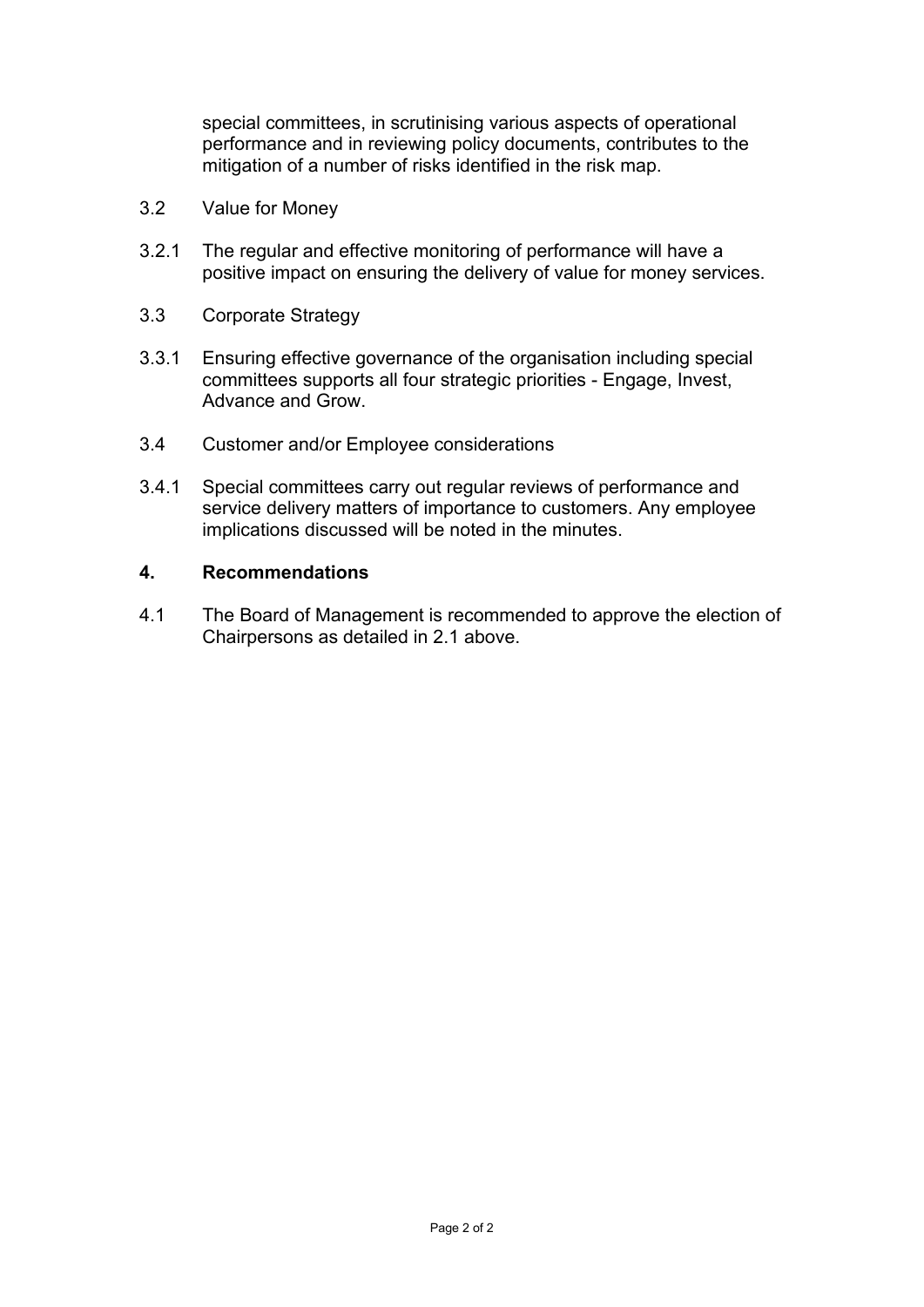special committees, in scrutinising various aspects of operational performance and in reviewing policy documents, contributes to the mitigation of a number of risks identified in the risk map.

3.2 Value for Money

3.2.1 The regular and effective monitoring of performance will have a positive impact on ensuring the delivery of value for money services.

3.3 Corporate Strategy

3.3.1 Ensuring effective governance of the organisation including special committees supports all four strategic priorities - Engage, Invest, Advance and Grow.

3.4 Customer and/or Employee considerations

3.4.1 Special committees carry out regular reviews of performance and service delivery matters of importance to customers. Any employee implications discussed will be noted in the minutes.

## 4. Recommendations

4.1 The Board of Management is recommended to approve the election of Chairpersons as detailed in 2.1 above.